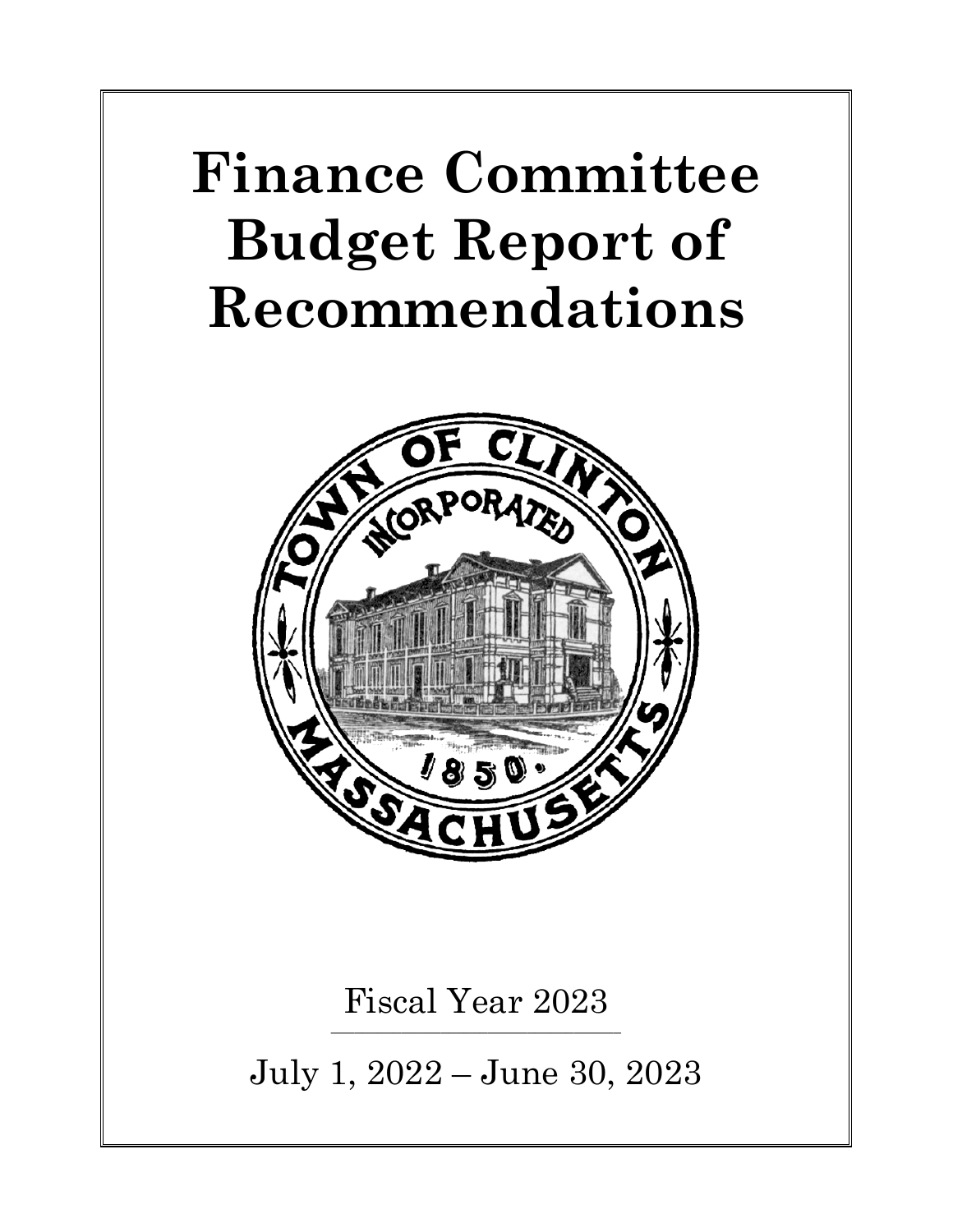# Finance Committee Budget Report of Recommendations

Fiscal Year 2023

July 1, 2022 – June 30, 2023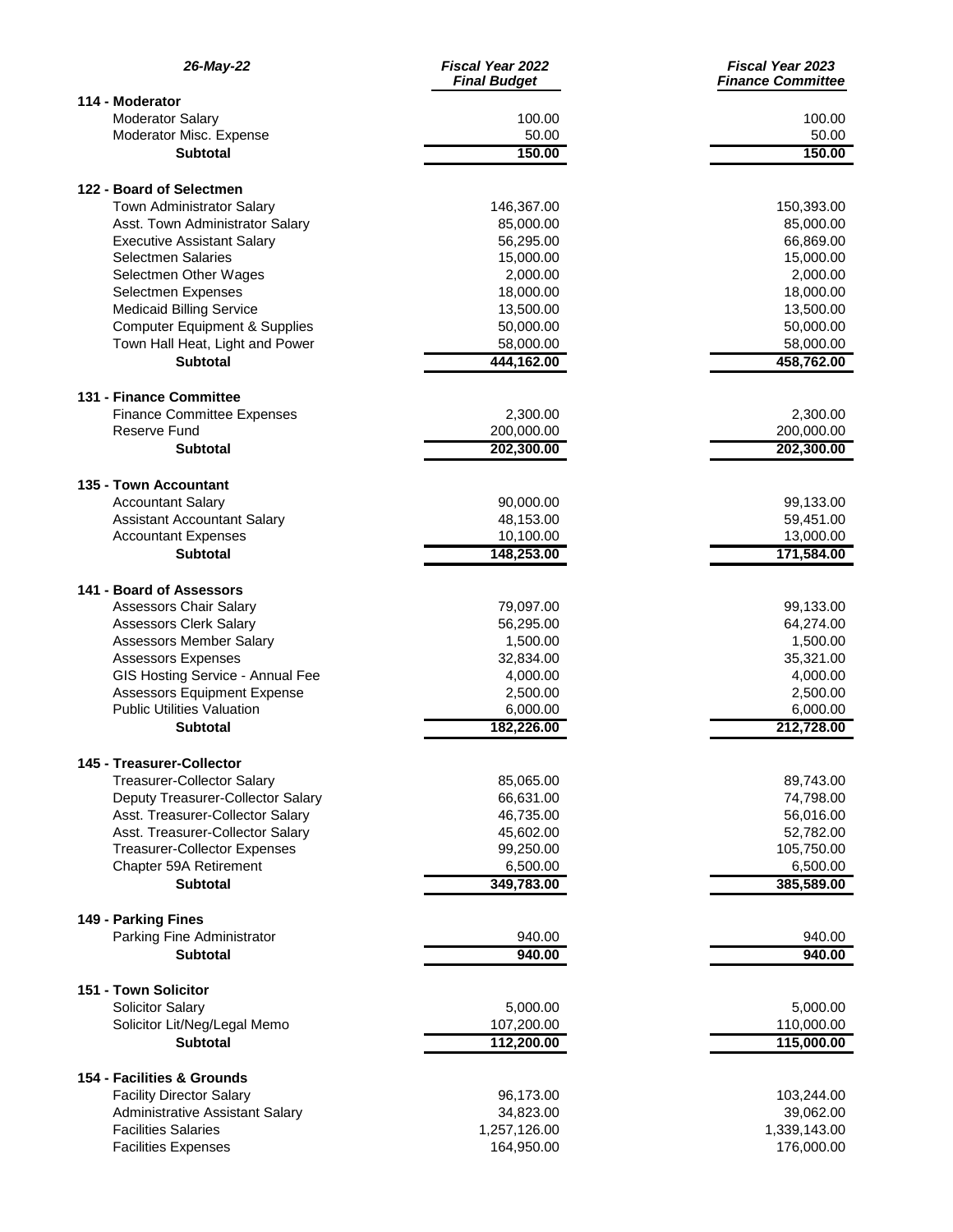| 26-May-22 | *Fiscal Year 2022 Final Budget* | *Fiscal Year 2023 Finance Committee* |
|---|---|---|
| **114 - Moderator** | | |
| Moderator Salary | 100.00 | 100.00 |
| Moderator Misc. Expense | 50.00 | 50.00 |
| **Subtotal** | **150.00** | **150.00** |
| **122 - Board of Selectmen** | | |
| Town Administrator Salary | 146,367.00 | 150,393.00 |
| Asst. Town Administrator Salary | 85,000.00 | 85,000.00 |
| Executive Assistant Salary | 56,295.00 | 66,869.00 |
| Selectmen Salaries | 15,000.00 | 15,000.00 |
| Selectmen Other Wages | 2,000.00 | 2,000.00 |
| Selectmen Expenses | 18,000.00 | 18,000.00 |
| Medicaid Billing Service | 13,500.00 | 13,500.00 |
| Computer Equipment & Supplies | 50,000.00 | 50,000.00 |
| Town Hall Heat, Light and Power | 58,000.00 | 58,000.00 |
| **Subtotal** | **444,162.00** | **458,762.00** |
| **131 - Finance Committee** | | |
| Finance Committee Expenses | 2,300.00 | 2,300.00 |
| Reserve Fund | 200,000.00 | 200,000.00 |
| **Subtotal** | **202,300.00** | **202,300.00** |
| **135 - Town Accountant** | | |
| Accountant Salary | 90,000.00 | 99,133.00 |
| Assistant Accountant Salary | 48,153.00 | 59,451.00 |
| Accountant Expenses | 10,100.00 | 13,000.00 |
| **Subtotal** | **148,253.00** | **171,584.00** |
| **141 - Board of Assessors** | | |
| Assessors Chair Salary | 79,097.00 | 99,133.00 |
| Assessors Clerk Salary | 56,295.00 | 64,274.00 |
| Assessors Member Salary | 1,500.00 | 1,500.00 |
| Assessors Expenses | 32,834.00 | 35,321.00 |
| GIS Hosting Service - Annual Fee | 4,000.00 | 4,000.00 |
| Assessors Equipment Expense | 2,500.00 | 2,500.00 |
| Public Utilities Valuation | 6,000.00 | 6,000.00 |
| **Subtotal** | **182,226.00** | **212,728.00** |
| **145 - Treasurer-Collector** | | |
| Treasurer-Collector Salary | 85,065.00 | 89,743.00 |
| Deputy Treasurer-Collector Salary | 66,631.00 | 74,798.00 |
| Asst. Treasurer-Collector Salary | 46,735.00 | 56,016.00 |
| Asst. Treasurer-Collector Salary | 45,602.00 | 52,782.00 |
| Treasurer-Collector Expenses | 99,250.00 | 105,750.00 |
| Chapter 59A Retirement | 6,500.00 | 6,500.00 |
| **Subtotal** | **349,783.00** | **385,589.00** |
| **149 - Parking Fines** | | |
| Parking Fine Administrator | 940.00 | 940.00 |
| **Subtotal** | **940.00** | **940.00** |
| **151 - Town Solicitor** | | |
| Solicitor Salary | 5,000.00 | 5,000.00 |
| Solicitor Lit/Neg/Legal Memo | 107,200.00 | 110,000.00 |
| **Subtotal** | **112,200.00** | **115,000.00** |
| **154 - Facilities & Grounds** | | |
| Facility Director Salary | 96,173.00 | 103,244.00 |
| Administrative Assistant Salary | 34,823.00 | 39,062.00 |
| Facilities Salaries | 1,257,126.00 | 1,339,143.00 |
| Facilities Expenses | 164,950.00 | 176,000.00 |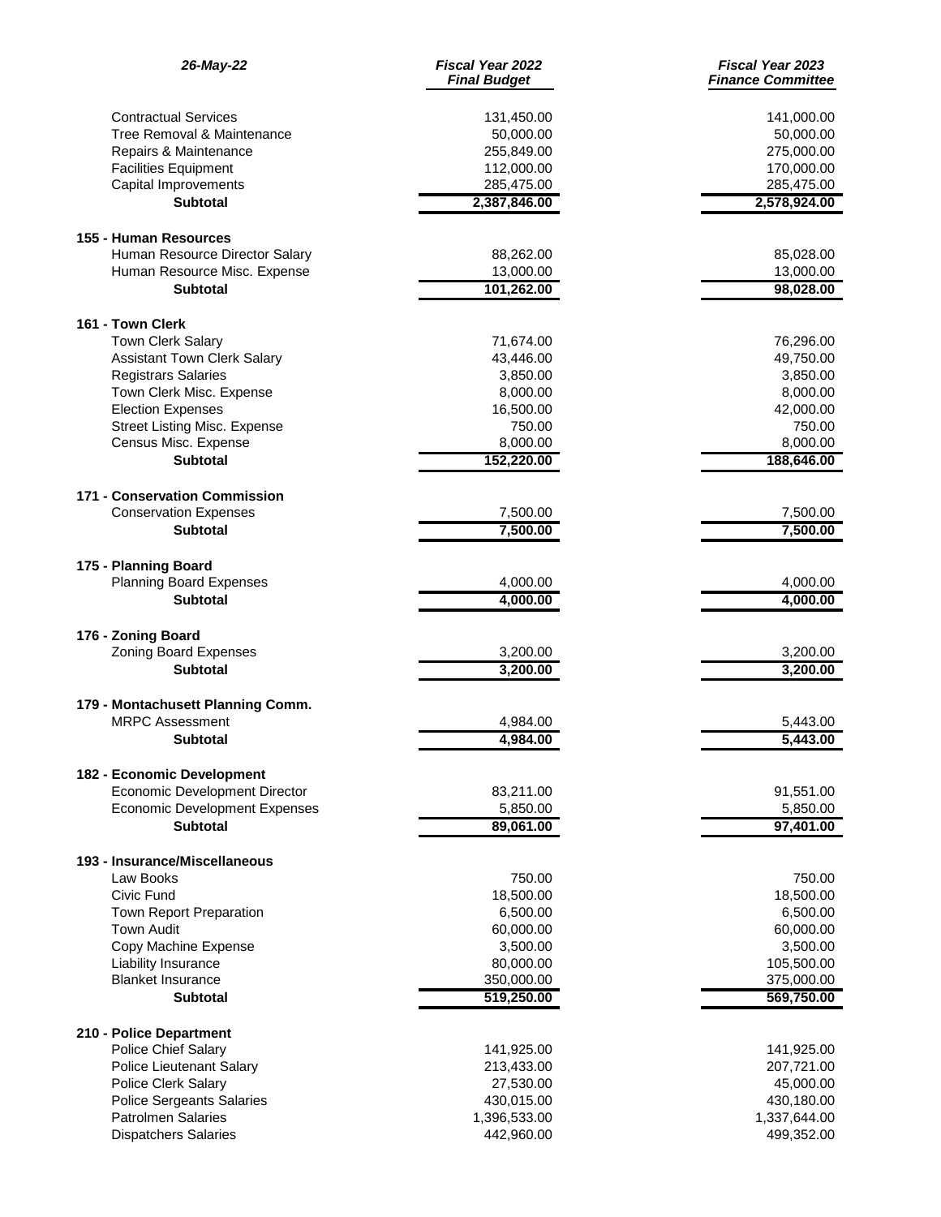| 26-May-22 | *Fiscal Year 2022 Final Budget* | *Fiscal Year 2023 Finance Committee* |
|---|---|---|
| Contractual Services | 131,450.00 | 141,000.00 |
| Tree Removal & Maintenance | 50,000.00 | 50,000.00 |
| Repairs & Maintenance | 255,849.00 | 275,000.00 |
| Facilities Equipment | 112,000.00 | 170,000.00 |
| Capital Improvements | 285,475.00 | 285,475.00 |
| **Subtotal** | **2,387,846.00** | **2,578,924.00** |
| | | |
| **155 - Human Resources** | | |
| Human Resource Director Salary | 88,262.00 | 85,028.00 |
| Human Resource Misc. Expense | 13,000.00 | 13,000.00 |
| **Subtotal** | **101,262.00** | **98,028.00** |
| | | |
| **161 - Town Clerk** | | |
| Town Clerk Salary | 71,674.00 | 76,296.00 |
| Assistant Town Clerk Salary | 43,446.00 | 49,750.00 |
| Registrars Salaries | 3,850.00 | 3,850.00 |
| Town Clerk Misc. Expense | 8,000.00 | 8,000.00 |
| Election Expenses | 16,500.00 | 42,000.00 |
| Street Listing Misc. Expense | 750.00 | 750.00 |
| Census Misc. Expense | 8,000.00 | 8,000.00 |
| **Subtotal** | **152,220.00** | **188,646.00** |
| | | |
| **171 - Conservation Commission** | | |
| Conservation Expenses | 7,500.00 | 7,500.00 |
| **Subtotal** | **7,500.00** | **7,500.00** |
| | | |
| **175 - Planning Board** | | |
| Planning Board Expenses | 4,000.00 | 4,000.00 |
| **Subtotal** | **4,000.00** | **4,000.00** |
| | | |
| **176 - Zoning Board** | | |
| Zoning Board Expenses | 3,200.00 | 3,200.00 |
| **Subtotal** | **3,200.00** | **3,200.00** |
| | | |
| **179 - Montachusett Planning Comm.** | | |
| MRPC Assessment | 4,984.00 | 5,443.00 |
| **Subtotal** | **4,984.00** | **5,443.00** |
| | | |
| **182 - Economic Development** | | |
| Economic Development Director | 83,211.00 | 91,551.00 |
| Economic Development Expenses | 5,850.00 | 5,850.00 |
| **Subtotal** | **89,061.00** | **97,401.00** |
| | | |
| **193 - Insurance/Miscellaneous** | | |
| Law Books | 750.00 | 750.00 |
| Civic Fund | 18,500.00 | 18,500.00 |
| Town Report Preparation | 6,500.00 | 6,500.00 |
| Town Audit | 60,000.00 | 60,000.00 |
| Copy Machine Expense | 3,500.00 | 3,500.00 |
| Liability Insurance | 80,000.00 | 105,500.00 |
| Blanket Insurance | 350,000.00 | 375,000.00 |
| **Subtotal** | **519,250.00** | **569,750.00** |
| | | |
| **210 - Police Department** | | |
| Police Chief Salary | 141,925.00 | 141,925.00 |
| Police Lieutenant Salary | 213,433.00 | 207,721.00 |
| Police Clerk Salary | 27,530.00 | 45,000.00 |
| Police Sergeants Salaries | 430,015.00 | 430,180.00 |
| Patrolmen Salaries | 1,396,533.00 | 1,337,644.00 |
| Dispatchers Salaries | 442,960.00 | 499,352.00 |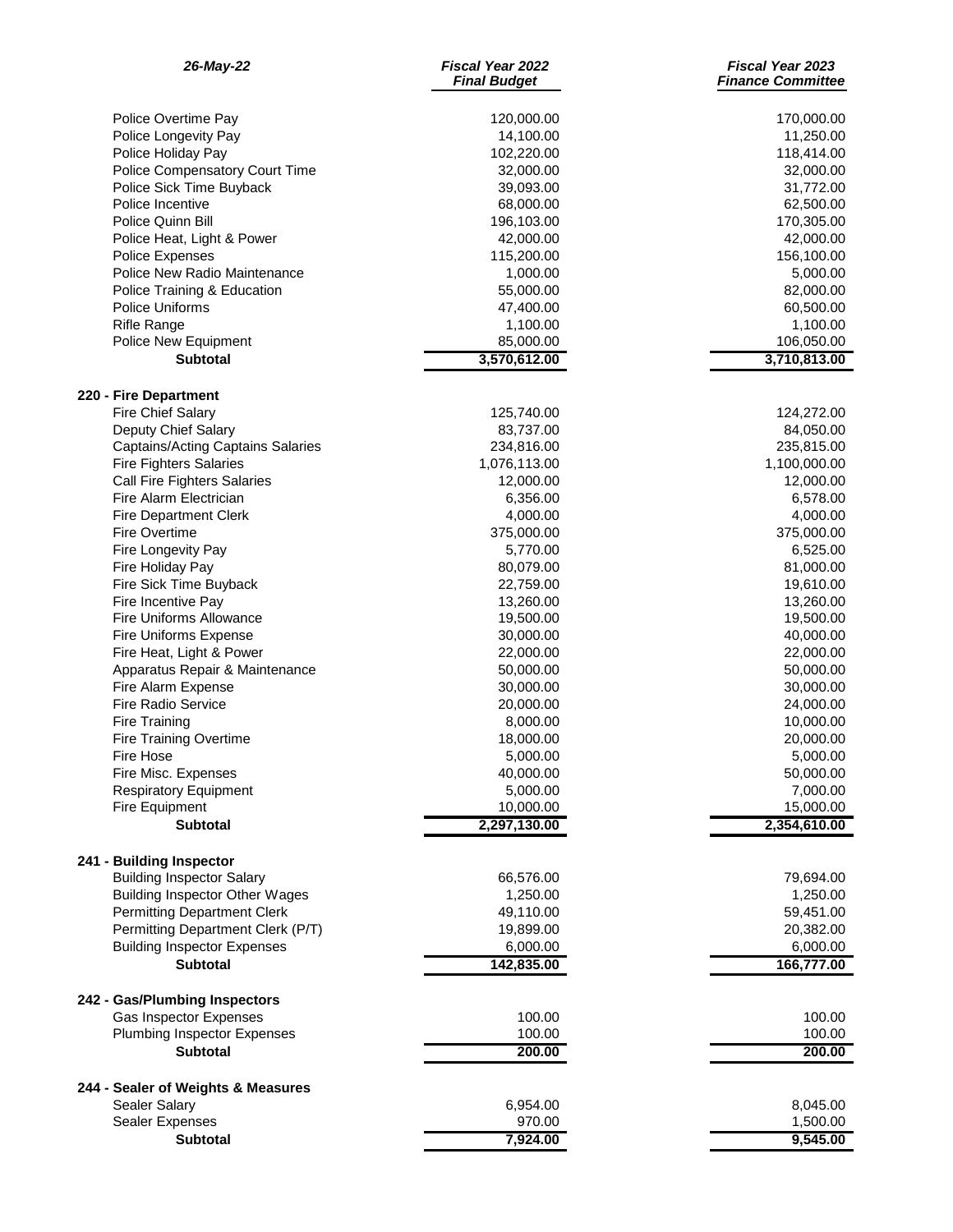| 26-May-22 | Fiscal Year 2022 Final Budget | Fiscal Year 2023 Finance Committee |
|---|---|---|
| Police Overtime Pay | 120,000.00 | 170,000.00 |
| Police Longevity Pay | 14,100.00 | 11,250.00 |
| Police Holiday Pay | 102,220.00 | 118,414.00 |
| Police Compensatory Court Time | 32,000.00 | 32,000.00 |
| Police Sick Time Buyback | 39,093.00 | 31,772.00 |
| Police Incentive | 68,000.00 | 62,500.00 |
| Police Quinn Bill | 196,103.00 | 170,305.00 |
| Police Heat, Light & Power | 42,000.00 | 42,000.00 |
| Police Expenses | 115,200.00 | 156,100.00 |
| Police New Radio Maintenance | 1,000.00 | 5,000.00 |
| Police Training & Education | 55,000.00 | 82,000.00 |
| Police Uniforms | 47,400.00 | 60,500.00 |
| Rifle Range | 1,100.00 | 1,100.00 |
| Police New Equipment | 85,000.00 | 106,050.00 |
| **Subtotal** | **3,570,612.00** | **3,710,813.00** |
| | | |
| **220 - Fire Department** | | |
| Fire Chief Salary | 125,740.00 | 124,272.00 |
| Deputy Chief Salary | 83,737.00 | 84,050.00 |
| Captains/Acting Captains Salaries | 234,816.00 | 235,815.00 |
| Fire Fighters Salaries | 1,076,113.00 | 1,100,000.00 |
| Call Fire Fighters Salaries | 12,000.00 | 12,000.00 |
| Fire Alarm Electrician | 6,356.00 | 6,578.00 |
| Fire Department Clerk | 4,000.00 | 4,000.00 |
| Fire Overtime | 375,000.00 | 375,000.00 |
| Fire Longevity Pay | 5,770.00 | 6,525.00 |
| Fire Holiday Pay | 80,079.00 | 81,000.00 |
| Fire Sick Time Buyback | 22,759.00 | 19,610.00 |
| Fire Incentive Pay | 13,260.00 | 13,260.00 |
| Fire Uniforms Allowance | 19,500.00 | 19,500.00 |
| Fire Uniforms Expense | 30,000.00 | 40,000.00 |
| Fire Heat, Light & Power | 22,000.00 | 22,000.00 |
| Apparatus Repair & Maintenance | 50,000.00 | 50,000.00 |
| Fire Alarm Expense | 30,000.00 | 30,000.00 |
| Fire Radio Service | 20,000.00 | 24,000.00 |
| Fire Training | 8,000.00 | 10,000.00 |
| Fire Training Overtime | 18,000.00 | 20,000.00 |
| Fire Hose | 5,000.00 | 5,000.00 |
| Fire Misc. Expenses | 40,000.00 | 50,000.00 |
| Respiratory Equipment | 5,000.00 | 7,000.00 |
| Fire Equipment | 10,000.00 | 15,000.00 |
| **Subtotal** | **2,297,130.00** | **2,354,610.00** |
| | | |
| **241 - Building Inspector** | | |
| Building Inspector Salary | 66,576.00 | 79,694.00 |
| Building Inspector Other Wages | 1,250.00 | 1,250.00 |
| Permitting Department Clerk | 49,110.00 | 59,451.00 |
| Permitting Department Clerk (P/T) | 19,899.00 | 20,382.00 |
| Building Inspector Expenses | 6,000.00 | 6,000.00 |
| **Subtotal** | **142,835.00** | **166,777.00** |
| | | |
| **242 - Gas/Plumbing Inspectors** | | |
| Gas Inspector Expenses | 100.00 | 100.00 |
| Plumbing Inspector Expenses | 100.00 | 100.00 |
| **Subtotal** | **200.00** | **200.00** |
| | | |
| **244 - Sealer of Weights & Measures** | | |
| Sealer Salary | 6,954.00 | 8,045.00 |
| Sealer Expenses | 970.00 | 1,500.00 |
| **Subtotal** | **7,924.00** | **9,545.00** |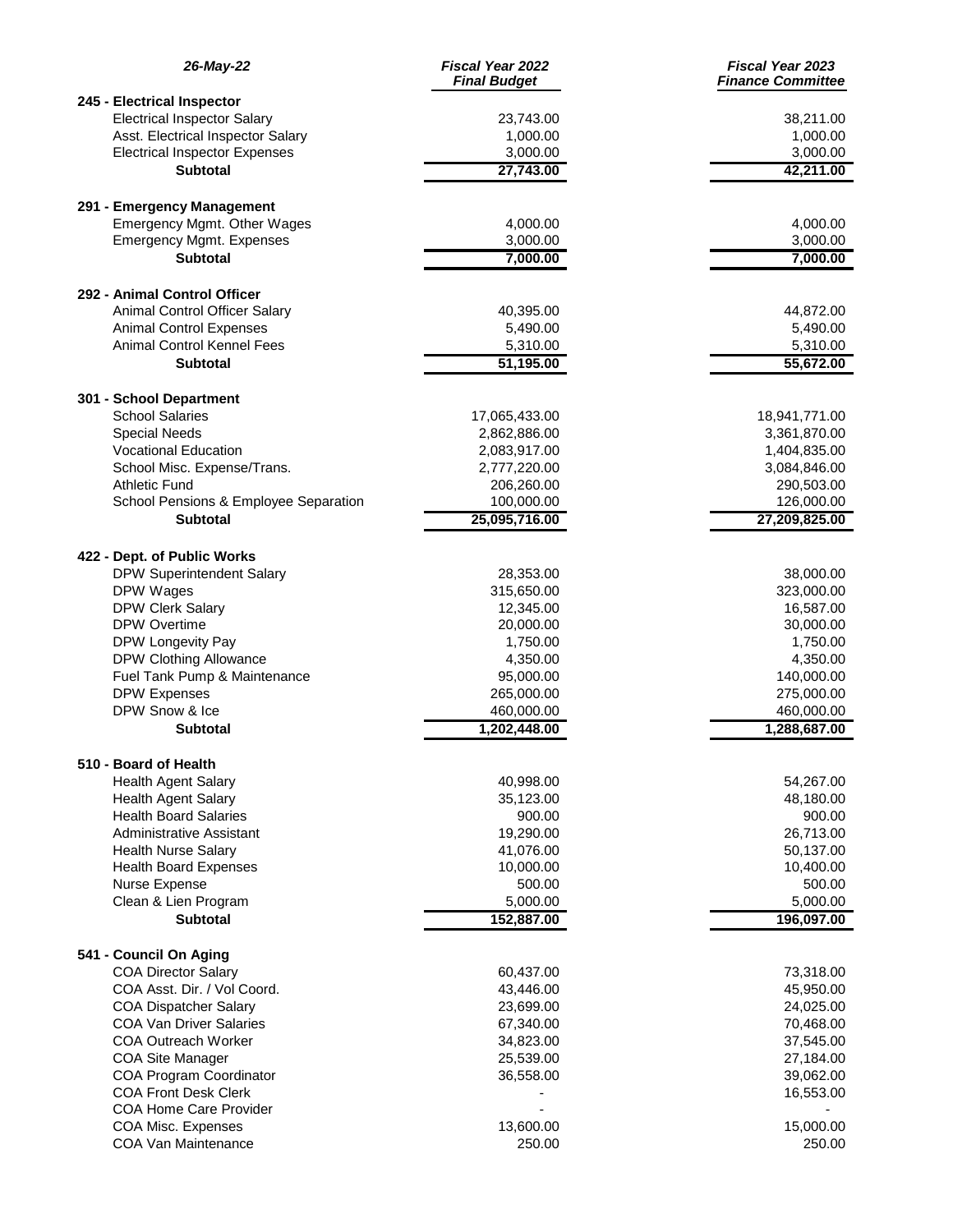| 26-May-22 | Fiscal Year 2022 Final Budget | Fiscal Year 2023 Finance Committee |
|---|---|---|
| **245 - Electrical Inspector** | | |
| Electrical Inspector Salary | 23,743.00 | 38,211.00 |
| Asst. Electrical Inspector Salary | 1,000.00 | 1,000.00 |
| Electrical Inspector Expenses | 3,000.00 | 3,000.00 |
| **Subtotal** | **27,743.00** | **42,211.00** |
| | | |
| **291 - Emergency Management** | | |
| Emergency Mgmt. Other Wages | 4,000.00 | 4,000.00 |
| Emergency Mgmt. Expenses | 3,000.00 | 3,000.00 |
| **Subtotal** | **7,000.00** | **7,000.00** |
| | | |
| **292 - Animal Control Officer** | | |
| Animal Control Officer Salary | 40,395.00 | 44,872.00 |
| Animal Control Expenses | 5,490.00 | 5,490.00 |
| Animal Control Kennel Fees | 5,310.00 | 5,310.00 |
| **Subtotal** | **51,195.00** | **55,672.00** |
| | | |
| **301 - School Department** | | |
| School Salaries | 17,065,433.00 | 18,941,771.00 |
| Special Needs | 2,862,886.00 | 3,361,870.00 |
| Vocational Education | 2,083,917.00 | 1,404,835.00 |
| School Misc. Expense/Trans. | 2,777,220.00 | 3,084,846.00 |
| Athletic Fund | 206,260.00 | 290,503.00 |
| School Pensions & Employee Separation | 100,000.00 | 126,000.00 |
| **Subtotal** | **25,095,716.00** | **27,209,825.00** |
| | | |
| **422 - Dept. of Public Works** | | |
| DPW Superintendent Salary | 28,353.00 | 38,000.00 |
| DPW Wages | 315,650.00 | 323,000.00 |
| DPW Clerk Salary | 12,345.00 | 16,587.00 |
| DPW Overtime | 20,000.00 | 30,000.00 |
| DPW Longevity Pay | 1,750.00 | 1,750.00 |
| DPW Clothing Allowance | 4,350.00 | 4,350.00 |
| Fuel Tank Pump & Maintenance | 95,000.00 | 140,000.00 |
| DPW Expenses | 265,000.00 | 275,000.00 |
| DPW Snow & Ice | 460,000.00 | 460,000.00 |
| **Subtotal** | **1,202,448.00** | **1,288,687.00** |
| | | |
| **510 - Board of Health** | | |
| Health Agent Salary | 40,998.00 | 54,267.00 |
| Health Agent Salary | 35,123.00 | 48,180.00 |
| Health Board Salaries | 900.00 | 900.00 |
| Administrative Assistant | 19,290.00 | 26,713.00 |
| Health Nurse Salary | 41,076.00 | 50,137.00 |
| Health Board Expenses | 10,000.00 | 10,400.00 |
| Nurse Expense | 500.00 | 500.00 |
| Clean & Lien Program | 5,000.00 | 5,000.00 |
| **Subtotal** | **152,887.00** | **196,097.00** |
| | | |
| **541 - Council On Aging** | | |
| COA Director Salary | 60,437.00 | 73,318.00 |
| COA Asst. Dir. / Vol Coord. | 43,446.00 | 45,950.00 |
| COA Dispatcher Salary | 23,699.00 | 24,025.00 |
| COA Van Driver Salaries | 67,340.00 | 70,468.00 |
| COA Outreach Worker | 34,823.00 | 37,545.00 |
| COA Site Manager | 25,539.00 | 27,184.00 |
| COA Program Coordinator | 36,558.00 | 39,062.00 |
| COA Front Desk Clerk | - | 16,553.00 |
| COA Home Care Provider | - | - |
| COA Misc. Expenses | 13,600.00 | 15,000.00 |
| COA Van Maintenance | 250.00 | 250.00 |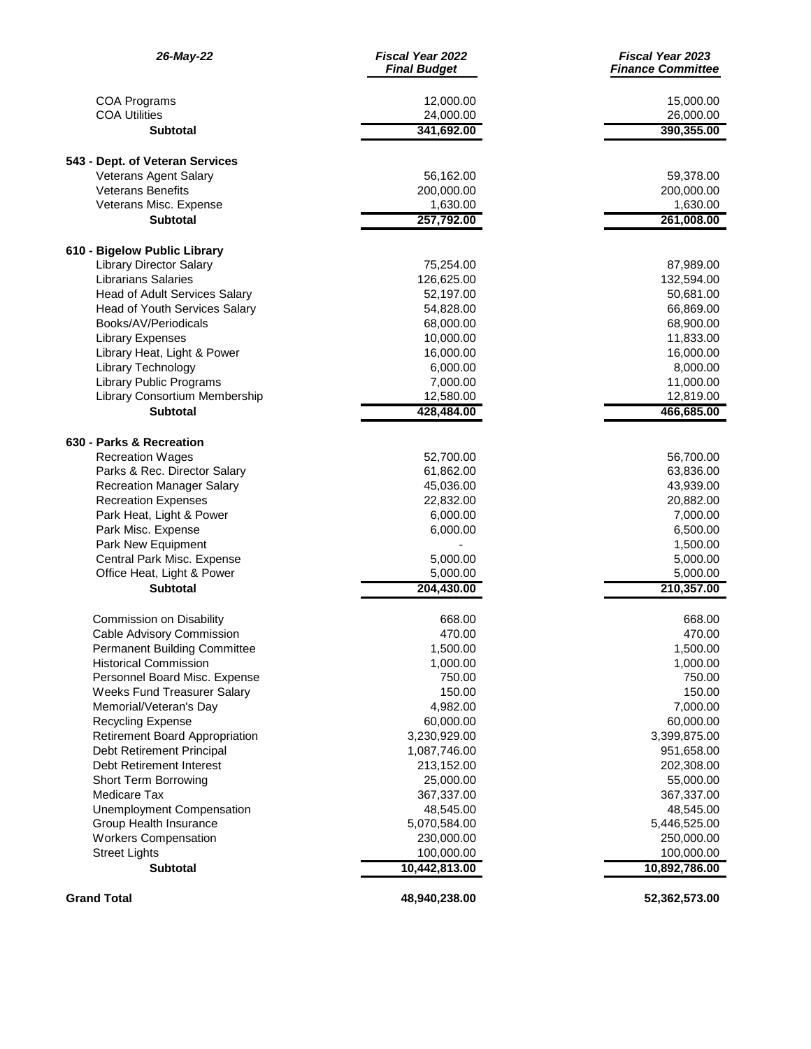| 26-May-22 | Fiscal Year 2022 Final Budget | Fiscal Year 2023 Finance Committee |
|---|---|---|
| COA Programs | 12,000.00 | 15,000.00 |
| COA Utilities | 24,000.00 | 26,000.00 |
| **Subtotal** | 341,692.00 | 390,355.00 |
| | | |
| **543 - Dept. of Veteran Services** | | |
| Veterans Agent Salary | 56,162.00 | 59,378.00 |
| Veterans Benefits | 200,000.00 | 200,000.00 |
| Veterans Misc. Expense | 1,630.00 | 1,630.00 |
| **Subtotal** | 257,792.00 | 261,008.00 |
| | | |
| **610 - Bigelow Public Library** | | |
| Library Director Salary | 75,254.00 | 87,989.00 |
| Librarians Salaries | 126,625.00 | 132,594.00 |
| Head of Adult Services Salary | 52,197.00 | 50,681.00 |
| Head of Youth Services Salary | 54,828.00 | 66,869.00 |
| Books/AV/Periodicals | 68,000.00 | 68,900.00 |
| Library Expenses | 10,000.00 | 11,833.00 |
| Library Heat, Light & Power | 16,000.00 | 16,000.00 |
| Library Technology | 6,000.00 | 8,000.00 |
| Library Public Programs | 7,000.00 | 11,000.00 |
| Library Consortium Membership | 12,580.00 | 12,819.00 |
| **Subtotal** | 428,484.00 | 466,685.00 |
| | | |
| **630 - Parks & Recreation** | | |
| Recreation Wages | 52,700.00 | 56,700.00 |
| Parks & Rec. Director Salary | 61,862.00 | 63,836.00 |
| Recreation Manager Salary | 45,036.00 | 43,939.00 |
| Recreation Expenses | 22,832.00 | 20,882.00 |
| Park Heat, Light & Power | 6,000.00 | 7,000.00 |
| Park Misc. Expense | 6,000.00 | 6,500.00 |
| Park New Equipment | - | 1,500.00 |
| Central Park Misc. Expense | 5,000.00 | 5,000.00 |
| Office Heat, Light & Power | 5,000.00 | 5,000.00 |
| **Subtotal** | 204,430.00 | 210,357.00 |
| | | |
| Commission on Disability | 668.00 | 668.00 |
| Cable Advisory Commission | 470.00 | 470.00 |
| Permanent Building Committee | 1,500.00 | 1,500.00 |
| Historical Commission | 1,000.00 | 1,000.00 |
| Personnel Board Misc. Expense | 750.00 | 750.00 |
| Weeks Fund Treasurer Salary | 150.00 | 150.00 |
| Memorial/Veteran's Day | 4,982.00 | 7,000.00 |
| Recycling Expense | 60,000.00 | 60,000.00 |
| Retirement Board Appropriation | 3,230,929.00 | 3,399,875.00 |
| Debt Retirement Principal | 1,087,746.00 | 951,658.00 |
| Debt Retirement Interest | 213,152.00 | 202,308.00 |
| Short Term Borrowing | 25,000.00 | 55,000.00 |
| Medicare Tax | 367,337.00 | 367,337.00 |
| Unemployment Compensation | 48,545.00 | 48,545.00 |
| Group Health Insurance | 5,070,584.00 | 5,446,525.00 |
| Workers Compensation | 230,000.00 | 250,000.00 |
| Street Lights | 100,000.00 | 100,000.00 |
| **Subtotal** | 10,442,813.00 | 10,892,786.00 |
| | | |
| **Grand Total** | **48,940,238.00** | **52,362,573.00** |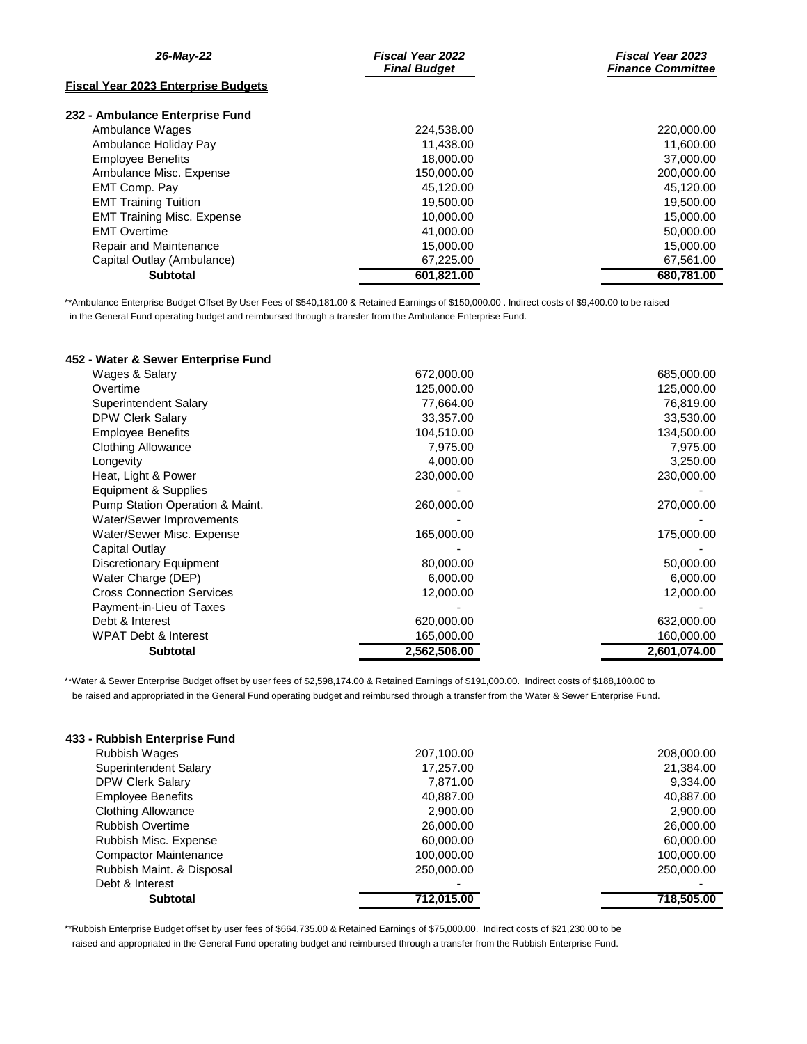| *26-May-22* | ***Fiscal Year 2022 Final Budget*** | ***Fiscal Year 2023 Finance Committee*** |
|---|---|---|

**Fiscal Year 2023 Enterprise Budgets**

| **232 - Ambulance Enterprise Fund** | | |
|---|---|---|
| Ambulance Wages | 224,538.00 | 220,000.00 |
| Ambulance Holiday Pay | 11,438.00 | 11,600.00 |
| Employee Benefits | 18,000.00 | 37,000.00 |
| Ambulance Misc. Expense | 150,000.00 | 200,000.00 |
| EMT Comp. Pay | 45,120.00 | 45,120.00 |
| EMT Training Tuition | 19,500.00 | 19,500.00 |
| EMT Training Misc. Expense | 10,000.00 | 15,000.00 |
| EMT Overtime | 41,000.00 | 50,000.00 |
| Repair and Maintenance | 15,000.00 | 15,000.00 |
| Capital Outlay (Ambulance) | 67,225.00 | 67,561.00 |
| **Subtotal** | **601,821.00** | **680,781.00** |

**Ambulance Enterprise Budget Offset By User Fees of $540,181.00 & Retained Earnings of $150,000.00 . Indirect costs of $9,400.00 to be raised in the General Fund operating budget and reimbursed through a transfer from the Ambulance Enterprise Fund.

| **452 - Water & Sewer Enterprise Fund** | | |
|---|---|---|
| Wages & Salary | 672,000.00 | 685,000.00 |
| Overtime | 125,000.00 | 125,000.00 |
| Superintendent Salary | 77,664.00 | 76,819.00 |
| DPW Clerk Salary | 33,357.00 | 33,530.00 |
| Employee Benefits | 104,510.00 | 134,500.00 |
| Clothing Allowance | 7,975.00 | 7,975.00 |
| Longevity | 4,000.00 | 3,250.00 |
| Heat, Light & Power | 230,000.00 | 230,000.00 |
| Equipment & Supplies | - | - |
| Pump Station Operation & Maint. | 260,000.00 | 270,000.00 |
| Water/Sewer Improvements | - | - |
| Water/Sewer Misc. Expense | 165,000.00 | 175,000.00 |
| Capital Outlay | - | - |
| Discretionary Equipment | 80,000.00 | 50,000.00 |
| Water Charge (DEP) | 6,000.00 | 6,000.00 |
| Cross Connection Services | 12,000.00 | 12,000.00 |
| Payment-in-Lieu of Taxes | - | - |
| Debt & Interest | 620,000.00 | 632,000.00 |
| WPAT Debt & Interest | 165,000.00 | 160,000.00 |
| **Subtotal** | **2,562,506.00** | **2,601,074.00** |

**Water & Sewer Enterprise Budget offset by user fees of $2,598,174.00 & Retained Earnings of $191,000.00. Indirect costs of $188,100.00 to be raised and appropriated in the General Fund operating budget and reimbursed through a transfer from the Water & Sewer Enterprise Fund.

| **433 - Rubbish Enterprise Fund** | | |
|---|---|---|
| Rubbish Wages | 207,100.00 | 208,000.00 |
| Superintendent Salary | 17,257.00 | 21,384.00 |
| DPW Clerk Salary | 7,871.00 | 9,334.00 |
| Employee Benefits | 40,887.00 | 40,887.00 |
| Clothing Allowance | 2,900.00 | 2,900.00 |
| Rubbish Overtime | 26,000.00 | 26,000.00 |
| Rubbish Misc. Expense | 60,000.00 | 60,000.00 |
| Compactor Maintenance | 100,000.00 | 100,000.00 |
| Rubbish Maint. & Disposal | 250,000.00 | 250,000.00 |
| Debt & Interest | - | - |
| **Subtotal** | **712,015.00** | **718,505.00** |

**Rubbish Enterprise Budget offset by user fees of $664,735.00 & Retained Earnings of $75,000.00. Indirect costs of $21,230.00 to be raised and appropriated in the General Fund operating budget and reimbursed through a transfer from the Rubbish Enterprise Fund.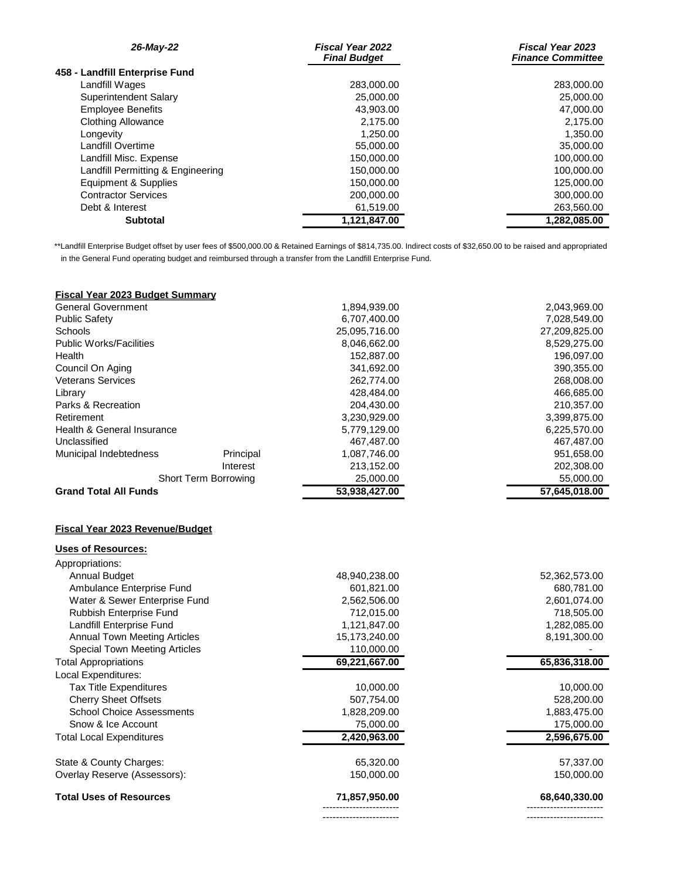| 26-May-22 | Fiscal Year 2022 Final Budget | Fiscal Year 2023 Finance Committee |
|---|---|---|
| **458 - Landfill Enterprise Fund** | | |
| Landfill Wages | 283,000.00 | 283,000.00 |
| Superintendent Salary | 25,000.00 | 25,000.00 |
| Employee Benefits | 43,903.00 | 47,000.00 |
| Clothing Allowance | 2,175.00 | 2,175.00 |
| Longevity | 1,250.00 | 1,350.00 |
| Landfill Overtime | 55,000.00 | 35,000.00 |
| Landfill Misc. Expense | 150,000.00 | 100,000.00 |
| Landfill Permitting & Engineering | 150,000.00 | 100,000.00 |
| Equipment & Supplies | 150,000.00 | 125,000.00 |
| Contractor Services | 200,000.00 | 300,000.00 |
| Debt & Interest | 61,519.00 | 263,560.00 |
| **Subtotal** | **1,121,847.00** | **1,282,085.00** |

**Landfill Enterprise Budget offset by user fees of $500,000.00 & Retained Earnings of $814,735.00. Indirect costs of $32,650.00 to be raised and appropriated in the General Fund operating budget and reimbursed through a transfer from the Landfill Enterprise Fund.

**Fiscal Year 2023 Budget Summary**

| | | Fiscal Year 2022 Final Budget | Fiscal Year 2023 Finance Committee |
|---|---|---|---|
| General Government | | 1,894,939.00 | 2,043,969.00 |
| Public Safety | | 6,707,400.00 | 7,028,549.00 |
| Schools | | 25,095,716.00 | 27,209,825.00 |
| Public Works/Facilities | | 8,046,662.00 | 8,529,275.00 |
| Health | | 152,887.00 | 196,097.00 |
| Council On Aging | | 341,692.00 | 390,355.00 |
| Veterans Services | | 262,774.00 | 268,008.00 |
| Library | | 428,484.00 | 466,685.00 |
| Parks & Recreation | | 204,430.00 | 210,357.00 |
| Retirement | | 3,230,929.00 | 3,399,875.00 |
| Health & General Insurance | | 5,779,129.00 | 6,225,570.00 |
| Unclassified | | 467,487.00 | 467,487.00 |
| Municipal Indebtedness | Principal | 1,087,746.00 | 951,658.00 |
| | Interest | 213,152.00 | 202,308.00 |
| | Short Term Borrowing | 25,000.00 | 55,000.00 |
| **Grand Total All Funds** | | **53,938,427.00** | **57,645,018.00** |

**Fiscal Year 2023 Revenue/Budget**

**Uses of Resources:**

| | Fiscal Year 2022 Final Budget | Fiscal Year 2023 Finance Committee |
|---|---|---|
| Appropriations: | | |
| Annual Budget | 48,940,238.00 | 52,362,573.00 |
| Ambulance Enterprise Fund | 601,821.00 | 680,781.00 |
| Water & Sewer Enterprise Fund | 2,562,506.00 | 2,601,074.00 |
| Rubbish Enterprise Fund | 712,015.00 | 718,505.00 |
| Landfill Enterprise Fund | 1,121,847.00 | 1,282,085.00 |
| Annual Town Meeting Articles | 15,173,240.00 | 8,191,300.00 |
| Special Town Meeting Articles | 110,000.00 | - |
| Total Appropriations | 69,221,667.00 | 65,836,318.00 |
| Local Expenditures: | | |
| Tax Title Expenditures | 10,000.00 | 10,000.00 |
| Cherry Sheet Offsets | 507,754.00 | 528,200.00 |
| School Choice Assessments | 1,828,209.00 | 1,883,475.00 |
| Snow & Ice Account | 75,000.00 | 175,000.00 |
| Total Local Expenditures | 2,420,963.00 | 2,596,675.00 |
| State & County Charges: | 65,320.00 | 57,337.00 |
| Overlay Reserve (Assessors): | 150,000.00 | 150,000.00 |
| **Total Uses of Resources** | **71,857,950.00** | **68,640,330.00** |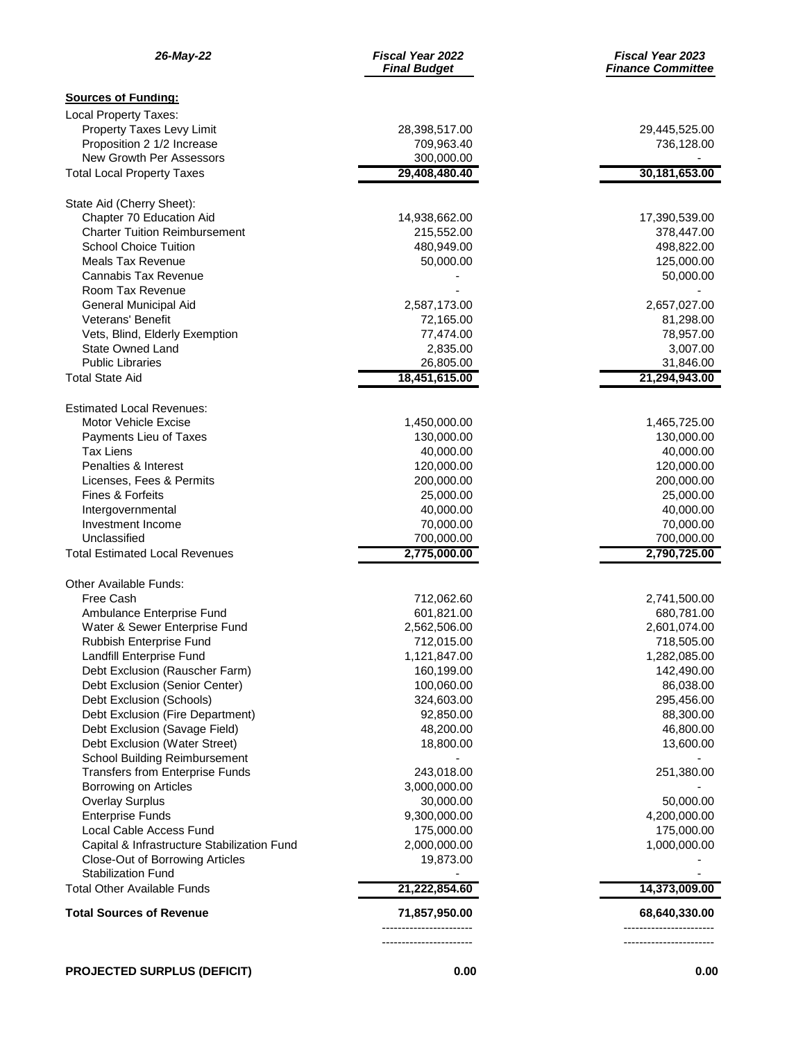| 26-May-22 | *Fiscal Year 2022 Final Budget* | *Fiscal Year 2023 Finance Committee* |
|---|---|---|
| **Sources of Funding:** | | |
| Local Property Taxes: | | |
| Property Taxes Levy Limit | 28,398,517.00 | 29,445,525.00 |
| Proposition 2 1/2 Increase | 709,963.40 | 736,128.00 |
| New Growth Per Assessors | 300,000.00 | - |
| Total Local Property Taxes | 29,408,480.40 | 30,181,653.00 |
| | | |
| State Aid (Cherry Sheet): | | |
| Chapter 70 Education Aid | 14,938,662.00 | 17,390,539.00 |
| Charter Tuition Reimbursement | 215,552.00 | 378,447.00 |
| School Choice Tuition | 480,949.00 | 498,822.00 |
| Meals Tax Revenue | 50,000.00 | 125,000.00 |
| Cannabis Tax Revenue | - | 50,000.00 |
| Room Tax Revenue | - | - |
| General Municipal Aid | 2,587,173.00 | 2,657,027.00 |
| Veterans' Benefit | 72,165.00 | 81,298.00 |
| Vets, Blind, Elderly Exemption | 77,474.00 | 78,957.00 |
| State Owned Land | 2,835.00 | 3,007.00 |
| Public Libraries | 26,805.00 | 31,846.00 |
| Total State Aid | 18,451,615.00 | 21,294,943.00 |
| | | |
| Estimated Local Revenues: | | |
| Motor Vehicle Excise | 1,450,000.00 | 1,465,725.00 |
| Payments Lieu of Taxes | 130,000.00 | 130,000.00 |
| Tax Liens | 40,000.00 | 40,000.00 |
| Penalties & Interest | 120,000.00 | 120,000.00 |
| Licenses, Fees & Permits | 200,000.00 | 200,000.00 |
| Fines & Forfeits | 25,000.00 | 25,000.00 |
| Intergovernmental | 40,000.00 | 40,000.00 |
| Investment Income | 70,000.00 | 70,000.00 |
| Unclassified | 700,000.00 | 700,000.00 |
| Total Estimated Local Revenues | 2,775,000.00 | 2,790,725.00 |
| | | |
| Other Available Funds: | | |
| Free Cash | 712,062.60 | 2,741,500.00 |
| Ambulance Enterprise Fund | 601,821.00 | 680,781.00 |
| Water & Sewer Enterprise Fund | 2,562,506.00 | 2,601,074.00 |
| Rubbish Enterprise Fund | 712,015.00 | 718,505.00 |
| Landfill Enterprise Fund | 1,121,847.00 | 1,282,085.00 |
| Debt Exclusion (Rauscher Farm) | 160,199.00 | 142,490.00 |
| Debt Exclusion (Senior Center) | 100,060.00 | 86,038.00 |
| Debt Exclusion (Schools) | 324,603.00 | 295,456.00 |
| Debt Exclusion (Fire Department) | 92,850.00 | 88,300.00 |
| Debt Exclusion (Savage Field) | 48,200.00 | 46,800.00 |
| Debt Exclusion (Water Street) | 18,800.00 | 13,600.00 |
| School Building Reimbursement | - | - |
| Transfers from Enterprise Funds | 243,018.00 | 251,380.00 |
| Borrowing on Articles | 3,000,000.00 | - |
| Overlay Surplus | 30,000.00 | 50,000.00 |
| Enterprise Funds | 9,300,000.00 | 4,200,000.00 |
| Local Cable Access Fund | 175,000.00 | 175,000.00 |
| Capital & Infrastructure Stabilization Fund | 2,000,000.00 | 1,000,000.00 |
| Close-Out of Borrowing Articles | 19,873.00 | - |
| Stabilization Fund | - | - |
| Total Other Available Funds | 21,222,854.60 | 14,373,009.00 |
| | | |
| **Total Sources of Revenue** | **71,857,950.00** | **68,640,330.00** |
| | | |
| **PROJECTED SURPLUS (DEFICIT)** | **0.00** | **0.00** |